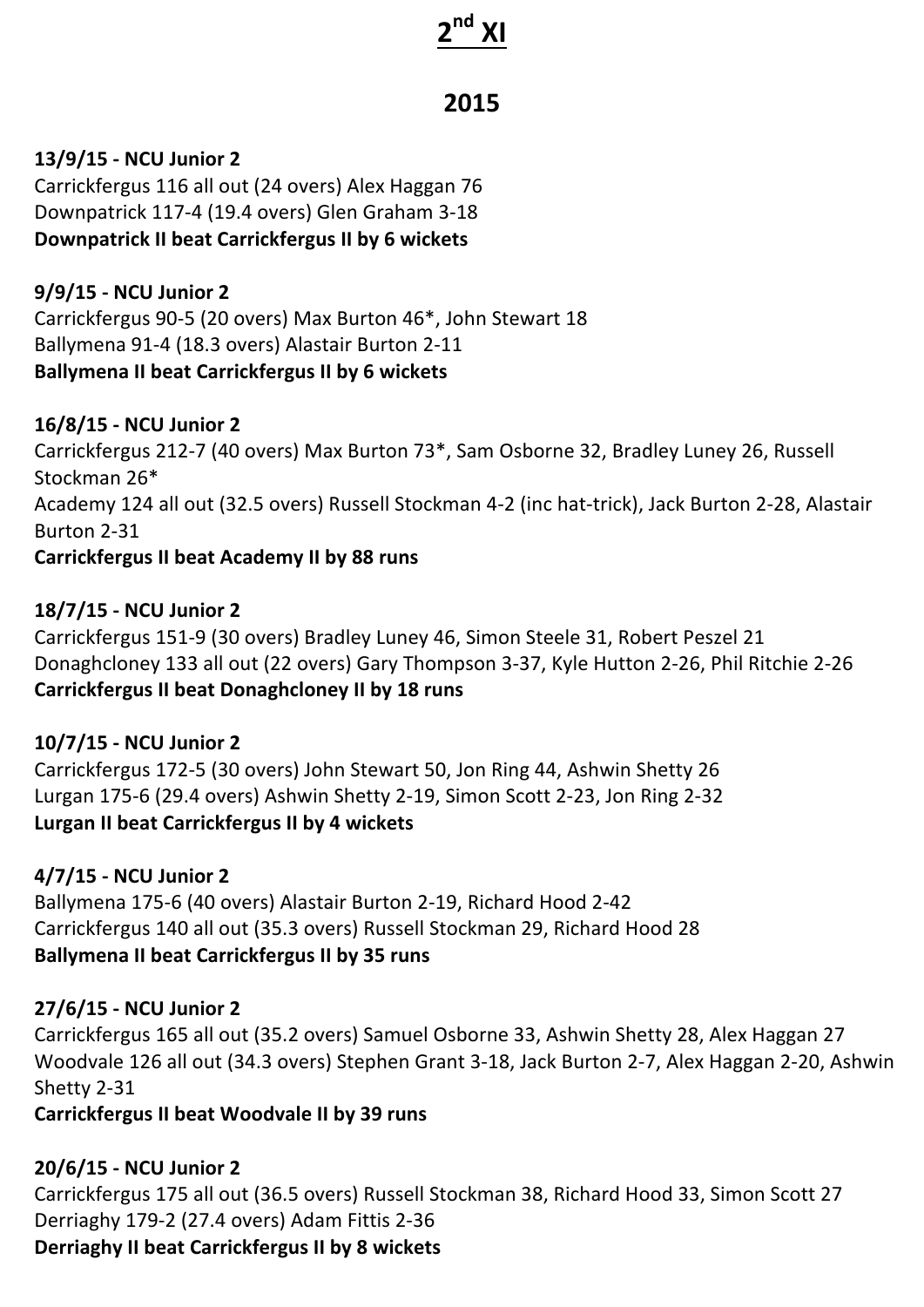# 2nd XI

## 2015

**13/9/15 - NCU Junior 2**
Carrickfergus 116 all out (24 overs) Alex Haggan 76
Downpatrick 117-4 (19.4 overs) Glen Graham 3-18
**Downpatrick II beat Carrickfergus II by 6 wickets**

**9/9/15 - NCU Junior 2**
Carrickfergus 90-5 (20 overs) Max Burton 46*, John Stewart 18
Ballymena 91-4 (18.3 overs) Alastair Burton 2-11
**Ballymena II beat Carrickfergus II by 6 wickets**

**16/8/15 - NCU Junior 2**
Carrickfergus 212-7 (40 overs) Max Burton 73*, Sam Osborne 32, Bradley Luney 26, Russell Stockman 26*
Academy 124 all out (32.5 overs) Russell Stockman 4-2 (inc hat-trick), Jack Burton 2-28, Alastair Burton 2-31
**Carrickfergus II beat Academy II by 88 runs**

**18/7/15 - NCU Junior 2**
Carrickfergus 151-9 (30 overs) Bradley Luney 46, Simon Steele 31, Robert Peszel 21
Donaghcloney 133 all out (22 overs) Gary Thompson 3-37, Kyle Hutton 2-26, Phil Ritchie 2-26
**Carrickfergus II beat Donaghcloney II by 18 runs**

**10/7/15 - NCU Junior 2**
Carrickfergus 172-5 (30 overs) John Stewart 50, Jon Ring 44, Ashwin Shetty 26
Lurgan 175-6 (29.4 overs) Ashwin Shetty 2-19, Simon Scott 2-23, Jon Ring 2-32
**Lurgan II beat Carrickfergus II by 4 wickets**

**4/7/15 - NCU Junior 2**
Ballymena 175-6 (40 overs) Alastair Burton 2-19, Richard Hood 2-42
Carrickfergus 140 all out (35.3 overs) Russell Stockman 29, Richard Hood 28
**Ballymena II beat Carrickfergus II by 35 runs**

**27/6/15 - NCU Junior 2**
Carrickfergus 165 all out (35.2 overs) Samuel Osborne 33, Ashwin Shetty 28, Alex Haggan 27
Woodvale 126 all out (34.3 overs) Stephen Grant 3-18, Jack Burton 2-7, Alex Haggan 2-20, Ashwin Shetty 2-31
**Carrickfergus II beat Woodvale II by 39 runs**

**20/6/15 - NCU Junior 2**
Carrickfergus 175 all out (36.5 overs) Russell Stockman 38, Richard Hood 33, Simon Scott 27
Derriaghy 179-2 (27.4 overs) Adam Fittis 2-36
**Derriaghy II beat Carrickfergus II by 8 wickets**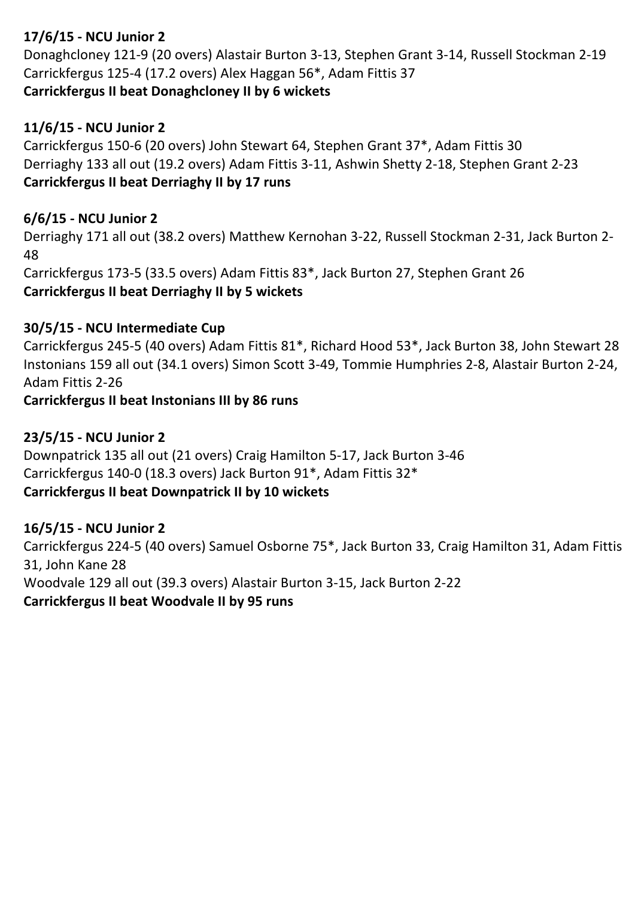**17/6/15 - NCU Junior 2**
Donaghcloney 121-9 (20 overs) Alastair Burton 3-13, Stephen Grant 3-14, Russell Stockman 2-19
Carrickfergus 125-4 (17.2 overs) Alex Haggan 56*, Adam Fittis 37
**Carrickfergus II beat Donaghcloney II by 6 wickets**

**11/6/15 - NCU Junior 2**
Carrickfergus 150-6 (20 overs) John Stewart 64, Stephen Grant 37*, Adam Fittis 30
Derriaghy 133 all out (19.2 overs) Adam Fittis 3-11, Ashwin Shetty 2-18, Stephen Grant 2-23
**Carrickfergus II beat Derriaghy II by 17 runs**

**6/6/15 - NCU Junior 2**
Derriaghy 171 all out (38.2 overs) Matthew Kernohan 3-22, Russell Stockman 2-31, Jack Burton 2-48
Carrickfergus 173-5 (33.5 overs) Adam Fittis 83*, Jack Burton 27, Stephen Grant 26
**Carrickfergus II beat Derriaghy II by 5 wickets**

**30/5/15 - NCU Intermediate Cup**
Carrickfergus 245-5 (40 overs) Adam Fittis 81*, Richard Hood 53*, Jack Burton 38, John Stewart 28
Instonians 159 all out (34.1 overs) Simon Scott 3-49, Tommie Humphries 2-8, Alastair Burton 2-24, Adam Fittis 2-26
**Carrickfergus II beat Instonians III by 86 runs**

**23/5/15 - NCU Junior 2**
Downpatrick 135 all out (21 overs) Craig Hamilton 5-17, Jack Burton 3-46
Carrickfergus 140-0 (18.3 overs) Jack Burton 91*, Adam Fittis 32*
**Carrickfergus II beat Downpatrick II by 10 wickets**

**16/5/15 - NCU Junior 2**
Carrickfergus 224-5 (40 overs) Samuel Osborne 75*, Jack Burton 33, Craig Hamilton 31, Adam Fittis 31, John Kane 28
Woodvale 129 all out (39.3 overs) Alastair Burton 3-15, Jack Burton 2-22
**Carrickfergus II beat Woodvale II by 95 runs**